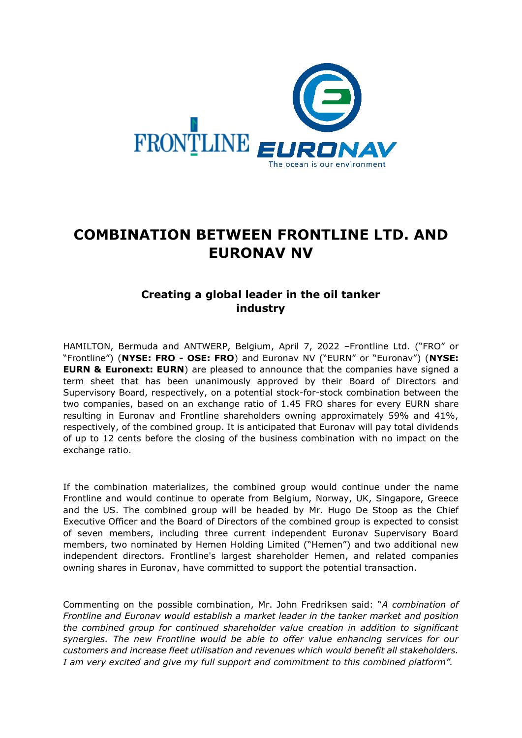# COMBINATION BETWEEN FRONTLINE LTD. AND EURONAV NV

## Creating a global leader in the oil tanker industry

HAMILTON, Bermuda and ANTWERP, Belgium, April 7, 2022 –Frontline Ltd. ("FRO" or "Frontline") (**NYSE: FRO - OSE: FRO**) and Euronav NV ("EURN" or "Euronav") (**NYSE: EURN & Euronext: EURN**) are pleased to announce that the companies have signed a term sheet that has been unanimously approved by their Board of Directors and Supervisory Board, respectively, on a potential stock-for-stock combination between the two companies, based on an exchange ratio of 1.45 FRO shares for every EURN share resulting in Euronav and Frontline shareholders owning approximately 59% and 41%, respectively, of the combined group. It is anticipated that Euronav will pay total dividends of up to 12 cents before the closing of the business combination with no impact on the exchange ratio.

If the combination materializes, the combined group would continue under the name Frontline and would continue to operate from Belgium, Norway, UK, Singapore, Greece and the US. The combined group will be headed by Mr. Hugo De Stoop as the Chief Executive Officer and the Board of Directors of the combined group is expected to consist of seven members, including three current independent Euronav Supervisory Board members, two nominated by Hemen Holding Limited ("Hemen") and two additional new independent directors. Frontline's largest shareholder Hemen, and related companies owning shares in Euronav, have committed to support the potential transaction.

Commenting on the possible combination, Mr. John Fredriksen said: "*A combination of Frontline and Euronav would establish a market leader in the tanker market and position the combined group for continued shareholder value creation in addition to significant synergies. The new Frontline would be able to offer value enhancing services for our customers and increase fleet utilisation and revenues which would benefit all stakeholders. I am very excited and give my full support and commitment to this combined platform".*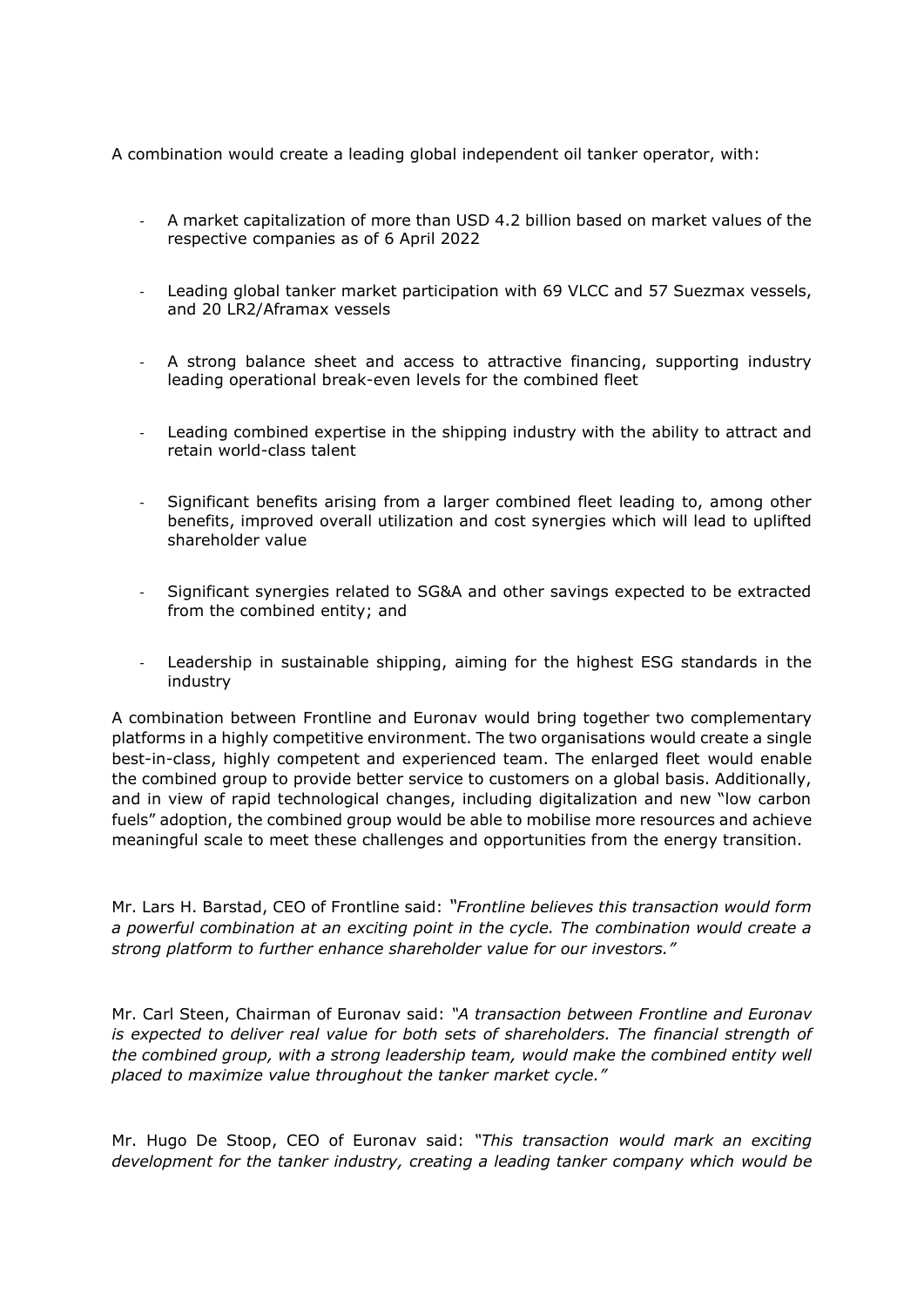A combination would create a leading global independent oil tanker operator, with:

- A market capitalization of more than USD 4.2 billion based on market values of the respective companies as of 6 April 2022
- Leading global tanker market participation with 69 VLCC and 57 Suezmax vessels, and 20 LR2/Aframax vessels
- A strong balance sheet and access to attractive financing, supporting industry leading operational break-even levels for the combined fleet
- Leading combined expertise in the shipping industry with the ability to attract and retain world-class talent
- Significant benefits arising from a larger combined fleet leading to, among other benefits, improved overall utilization and cost synergies which will lead to uplifted shareholder value
- Significant synergies related to SG&A and other savings expected to be extracted from the combined entity; and
- Leadership in sustainable shipping, aiming for the highest ESG standards in the industry

A combination between Frontline and Euronav would bring together two complementary platforms in a highly competitive environment. The two organisations would create a single best-in-class, highly competent and experienced team. The enlarged fleet would enable the combined group to provide better service to customers on a global basis. Additionally, and in view of rapid technological changes, including digitalization and new "low carbon fuels" adoption, the combined group would be able to mobilise more resources and achieve meaningful scale to meet these challenges and opportunities from the energy transition.

Mr. Lars H. Barstad, CEO of Frontline said: *"Frontline believes this transaction would form a powerful combination at an exciting point in the cycle. The combination would create a strong platform to further enhance shareholder value for our investors."*

Mr. Carl Steen, Chairman of Euronav said: *"A transaction between Frontline and Euronav is expected to deliver real value for both sets of shareholders. The financial strength of the combined group, with a strong leadership team, would make the combined entity well placed to maximize value throughout the tanker market cycle."*

Mr. Hugo De Stoop, CEO of Euronav said: *"This transaction would mark an exciting development for the tanker industry, creating a leading tanker company which would be*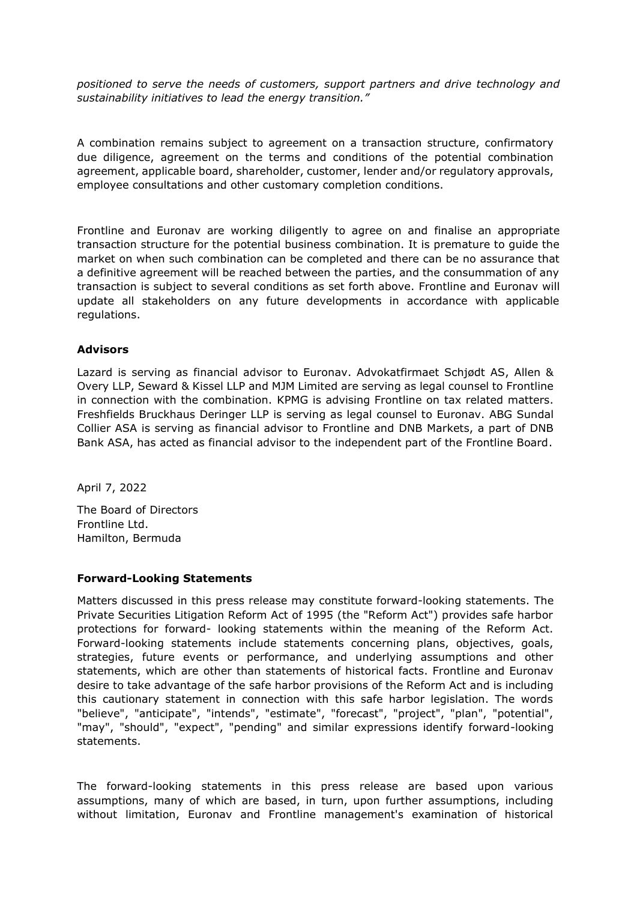*positioned to serve the needs of customers, support partners and drive technology and sustainability initiatives to lead the energy transition."*

A combination remains subject to agreement on a transaction structure, confirmatory due diligence, agreement on the terms and conditions of the potential combination agreement, applicable board, shareholder, customer, lender and/or regulatory approvals, employee consultations and other customary completion conditions.

Frontline and Euronav are working diligently to agree on and finalise an appropriate transaction structure for the potential business combination. It is premature to guide the market on when such combination can be completed and there can be no assurance that a definitive agreement will be reached between the parties, and the consummation of any transaction is subject to several conditions as set forth above. Frontline and Euronav will update all stakeholders on any future developments in accordance with applicable regulations.

**Advisors**

Lazard is serving as financial advisor to Euronav. Advokatfirmaet Schjødt AS, Allen & Overy LLP, Seward & Kissel LLP and MJM Limited are serving as legal counsel to Frontline in connection with the combination. KPMG is advising Frontline on tax related matters. Freshfields Bruckhaus Deringer LLP is serving as legal counsel to Euronav. ABG Sundal Collier ASA is serving as financial advisor to Frontline and DNB Markets, a part of DNB Bank ASA, has acted as financial advisor to the independent part of the Frontline Board.

April 7, 2022

The Board of Directors
Frontline Ltd.
Hamilton, Bermuda

**Forward-Looking Statements**

Matters discussed in this press release may constitute forward-looking statements. The Private Securities Litigation Reform Act of 1995 (the "Reform Act") provides safe harbor protections for forward- looking statements within the meaning of the Reform Act. Forward-looking statements include statements concerning plans, objectives, goals, strategies, future events or performance, and underlying assumptions and other statements, which are other than statements of historical facts. Frontline and Euronav desire to take advantage of the safe harbor provisions of the Reform Act and is including this cautionary statement in connection with this safe harbor legislation. The words "believe", "anticipate", "intends", "estimate", "forecast", "project", "plan", "potential", "may", "should", "expect", "pending" and similar expressions identify forward-looking statements.

The forward-looking statements in this press release are based upon various assumptions, many of which are based, in turn, upon further assumptions, including without limitation, Euronav and Frontline management's examination of historical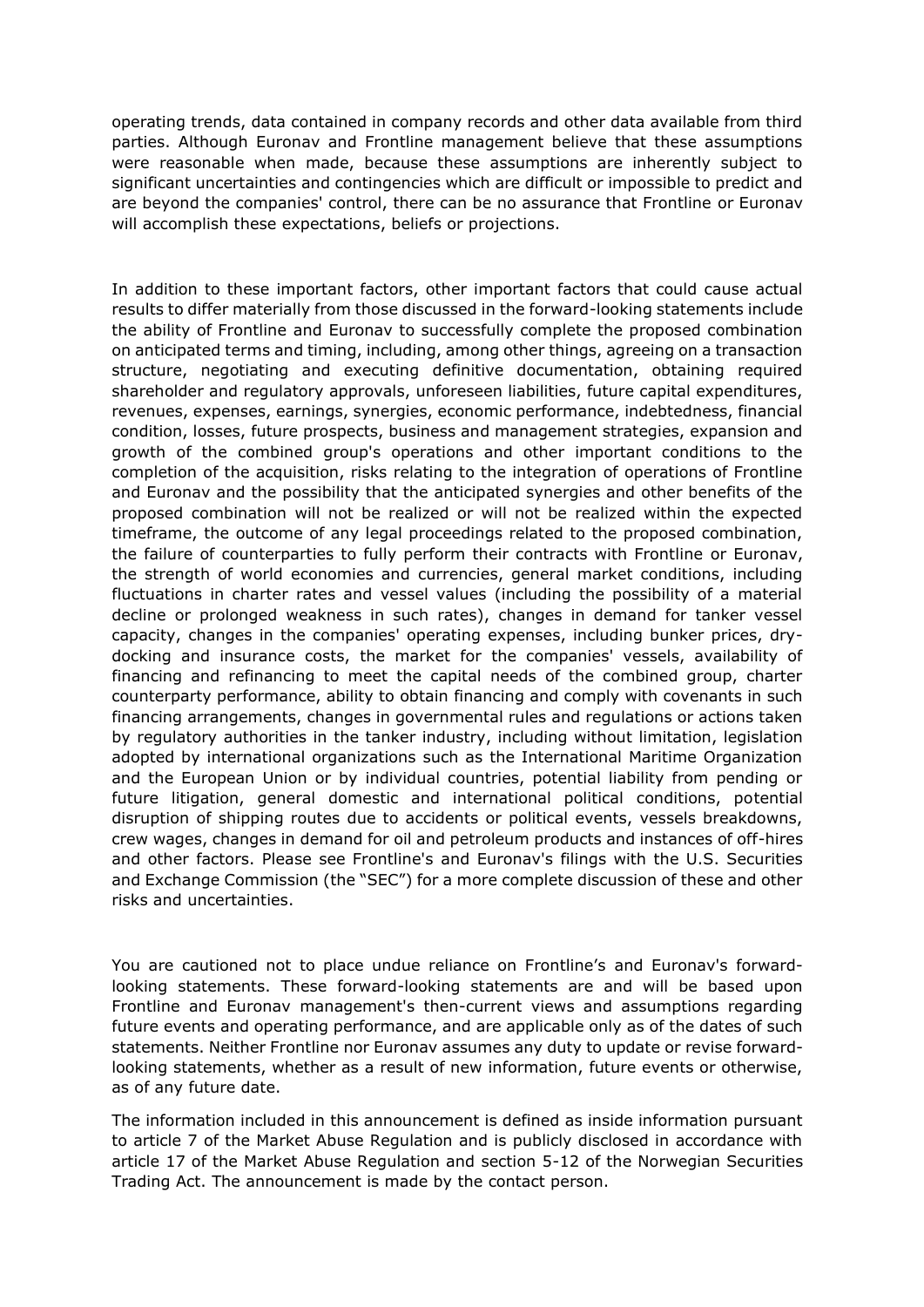operating trends, data contained in company records and other data available from third parties. Although Euronav and Frontline management believe that these assumptions were reasonable when made, because these assumptions are inherently subject to significant uncertainties and contingencies which are difficult or impossible to predict and are beyond the companies' control, there can be no assurance that Frontline or Euronav will accomplish these expectations, beliefs or projections.

In addition to these important factors, other important factors that could cause actual results to differ materially from those discussed in the forward-looking statements include the ability of Frontline and Euronav to successfully complete the proposed combination on anticipated terms and timing, including, among other things, agreeing on a transaction structure, negotiating and executing definitive documentation, obtaining required shareholder and regulatory approvals, unforeseen liabilities, future capital expenditures, revenues, expenses, earnings, synergies, economic performance, indebtedness, financial condition, losses, future prospects, business and management strategies, expansion and growth of the combined group's operations and other important conditions to the completion of the acquisition, risks relating to the integration of operations of Frontline and Euronav and the possibility that the anticipated synergies and other benefits of the proposed combination will not be realized or will not be realized within the expected timeframe, the outcome of any legal proceedings related to the proposed combination, the failure of counterparties to fully perform their contracts with Frontline or Euronav, the strength of world economies and currencies, general market conditions, including fluctuations in charter rates and vessel values (including the possibility of a material decline or prolonged weakness in such rates), changes in demand for tanker vessel capacity, changes in the companies' operating expenses, including bunker prices, dry-docking and insurance costs, the market for the companies' vessels, availability of financing and refinancing to meet the capital needs of the combined group, charter counterparty performance, ability to obtain financing and comply with covenants in such financing arrangements, changes in governmental rules and regulations or actions taken by regulatory authorities in the tanker industry, including without limitation, legislation adopted by international organizations such as the International Maritime Organization and the European Union or by individual countries, potential liability from pending or future litigation, general domestic and international political conditions, potential disruption of shipping routes due to accidents or political events, vessels breakdowns, crew wages, changes in demand for oil and petroleum products and instances of off-hires and other factors. Please see Frontline's and Euronav's filings with the U.S. Securities and Exchange Commission (the "SEC") for a more complete discussion of these and other risks and uncertainties.

You are cautioned not to place undue reliance on Frontline's and Euronav's forward-looking statements. These forward-looking statements are and will be based upon Frontline and Euronav management's then-current views and assumptions regarding future events and operating performance, and are applicable only as of the dates of such statements. Neither Frontline nor Euronav assumes any duty to update or revise forward-looking statements, whether as a result of new information, future events or otherwise, as of any future date.

The information included in this announcement is defined as inside information pursuant to article 7 of the Market Abuse Regulation and is publicly disclosed in accordance with article 17 of the Market Abuse Regulation and section 5-12 of the Norwegian Securities Trading Act. The announcement is made by the contact person.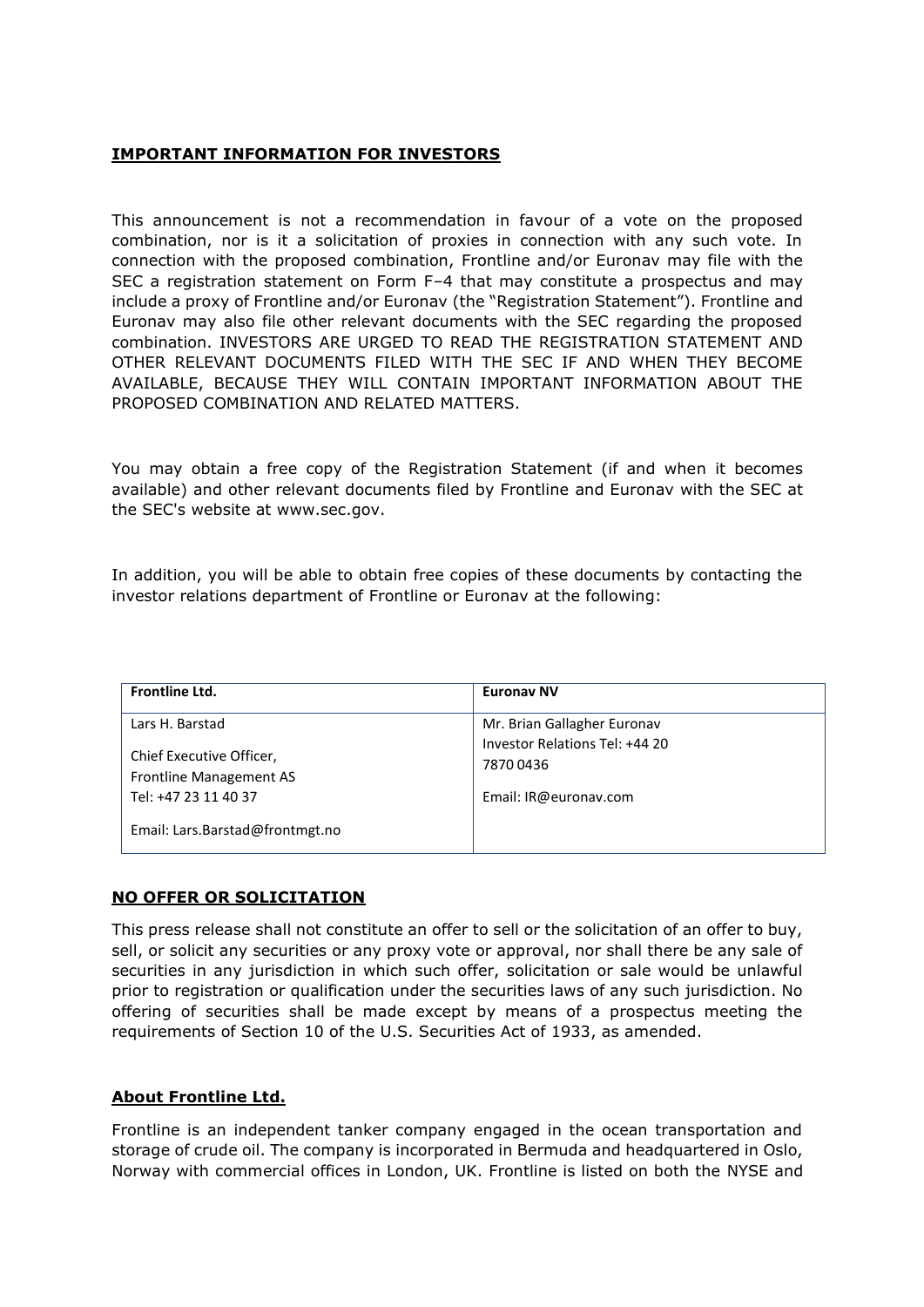## IMPORTANT INFORMATION FOR INVESTORS

This announcement is not a recommendation in favour of a vote on the proposed combination, nor is it a solicitation of proxies in connection with any such vote. In connection with the proposed combination, Frontline and/or Euronav may file with the SEC a registration statement on Form F–4 that may constitute a prospectus and may include a proxy of Frontline and/or Euronav (the "Registration Statement"). Frontline and Euronav may also file other relevant documents with the SEC regarding the proposed combination. INVESTORS ARE URGED TO READ THE REGISTRATION STATEMENT AND OTHER RELEVANT DOCUMENTS FILED WITH THE SEC IF AND WHEN THEY BECOME AVAILABLE, BECAUSE THEY WILL CONTAIN IMPORTANT INFORMATION ABOUT THE PROPOSED COMBINATION AND RELATED MATTERS.

You may obtain a free copy of the Registration Statement (if and when it becomes available) and other relevant documents filed by Frontline and Euronav with the SEC at the SEC's website at www.sec.gov.

In addition, you will be able to obtain free copies of these documents by contacting the investor relations department of Frontline or Euronav at the following:

| Frontline Ltd. | Euronav NV |
|---|---|
| Lars H. Barstad<br><br>Chief Executive Officer,<br>Frontline Management AS<br>Tel: +47 23 11 40 37<br><br>Email: Lars.Barstad@frontmgt.no | Mr. Brian Gallagher Euronav<br>Investor Relations Tel: +44 20 7870 0436<br><br>Email: IR@euronav.com |

## NO OFFER OR SOLICITATION

This press release shall not constitute an offer to sell or the solicitation of an offer to buy, sell, or solicit any securities or any proxy vote or approval, nor shall there be any sale of securities in any jurisdiction in which such offer, solicitation or sale would be unlawful prior to registration or qualification under the securities laws of any such jurisdiction. No offering of securities shall be made except by means of a prospectus meeting the requirements of Section 10 of the U.S. Securities Act of 1933, as amended.

## About Frontline Ltd.

Frontline is an independent tanker company engaged in the ocean transportation and storage of crude oil. The company is incorporated in Bermuda and headquartered in Oslo, Norway with commercial offices in London, UK. Frontline is listed on both the NYSE and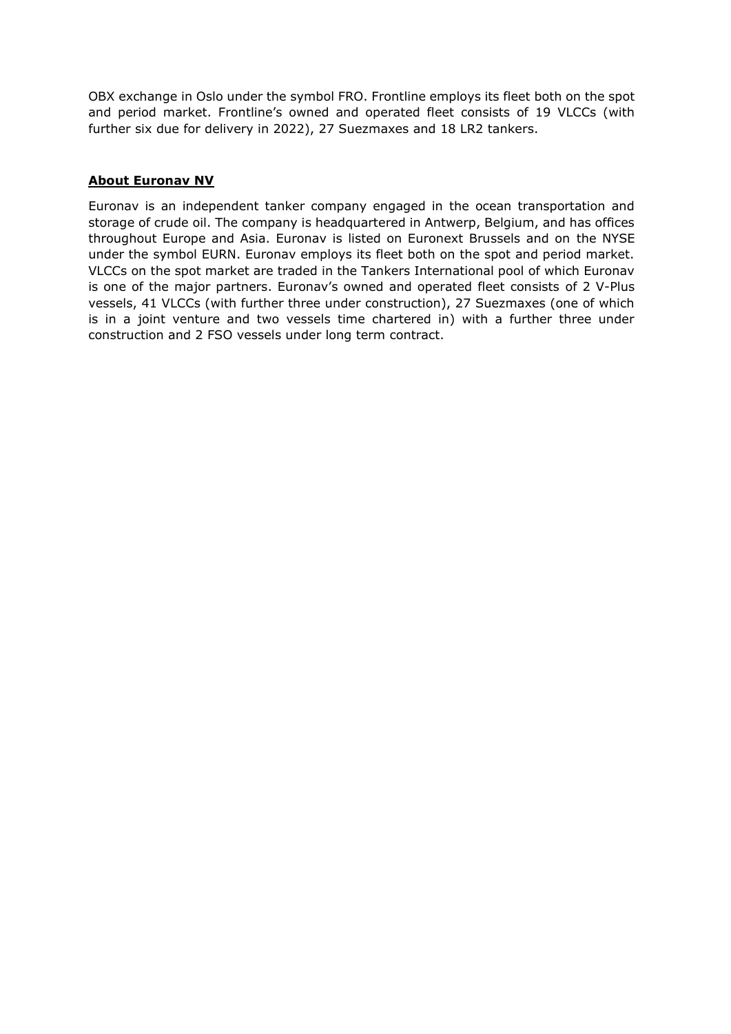OBX exchange in Oslo under the symbol FRO. Frontline employs its fleet both on the spot and period market. Frontline's owned and operated fleet consists of 19 VLCCs (with further six due for delivery in 2022), 27 Suezmaxes and 18 LR2 tankers.

## About Euronav NV

Euronav is an independent tanker company engaged in the ocean transportation and storage of crude oil. The company is headquartered in Antwerp, Belgium, and has offices throughout Europe and Asia. Euronav is listed on Euronext Brussels and on the NYSE under the symbol EURN. Euronav employs its fleet both on the spot and period market. VLCCs on the spot market are traded in the Tankers International pool of which Euronav is one of the major partners. Euronav's owned and operated fleet consists of 2 V-Plus vessels, 41 VLCCs (with further three under construction), 27 Suezmaxes (one of which is in a joint venture and two vessels time chartered in) with a further three under construction and 2 FSO vessels under long term contract.